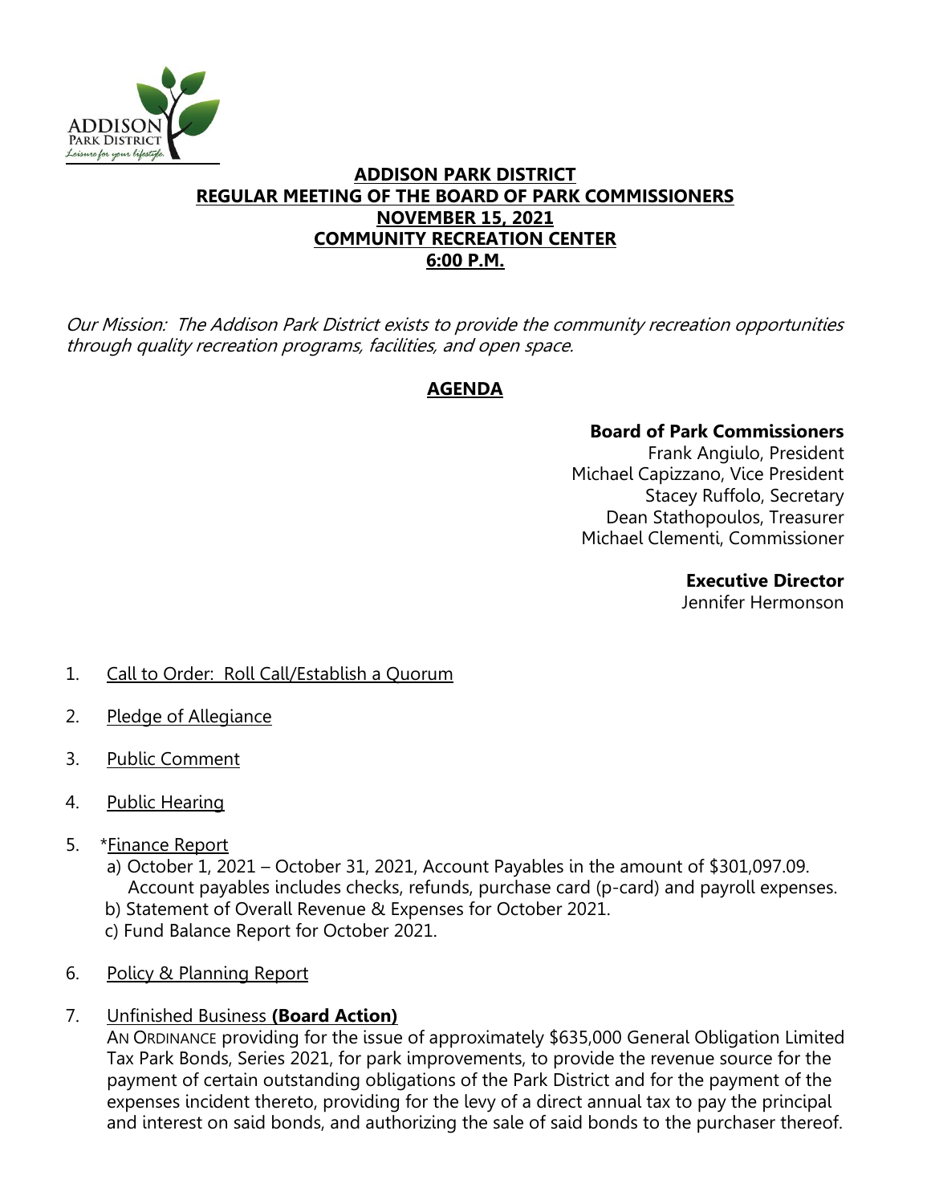# ADDISON PARK DISTRICT
## REGULAR MEETING OF THE BOARD OF PARK COMMISSIONERS
## NOVEMBER 15, 2021
## COMMUNITY RECREATION CENTER
## 6:00 P.M.

*Our Mission: The Addison Park District exists to provide the community recreation opportunities through quality recreation programs, facilities, and open space.*

## AGENDA

**Board of Park Commissioners**
Frank Angiulo, President
Michael Capizzano, Vice President
Stacey Ruffolo, Secretary
Dean Stathopoulos, Treasurer
Michael Clementi, Commissioner

**Executive Director**
Jennifer Hermonson

1. Call to Order: Roll Call/Establish a Quorum

2. Pledge of Allegiance

3. Public Comment

4. Public Hearing

5. *Finance Report
   a) October 1, 2021 – October 31, 2021, Account Payables in the amount of $301,097.09. Account payables includes checks, refunds, purchase card (p-card) and payroll expenses.
   b) Statement of Overall Revenue & Expenses for October 2021.
   c) Fund Balance Report for October 2021.

6. Policy & Planning Report

7. Unfinished Business **(Board Action)**
   AN ORDINANCE providing for the issue of approximately $635,000 General Obligation Limited Tax Park Bonds, Series 2021, for park improvements, to provide the revenue source for the payment of certain outstanding obligations of the Park District and for the payment of the expenses incident thereto, providing for the levy of a direct annual tax to pay the principal and interest on said bonds, and authorizing the sale of said bonds to the purchaser thereof.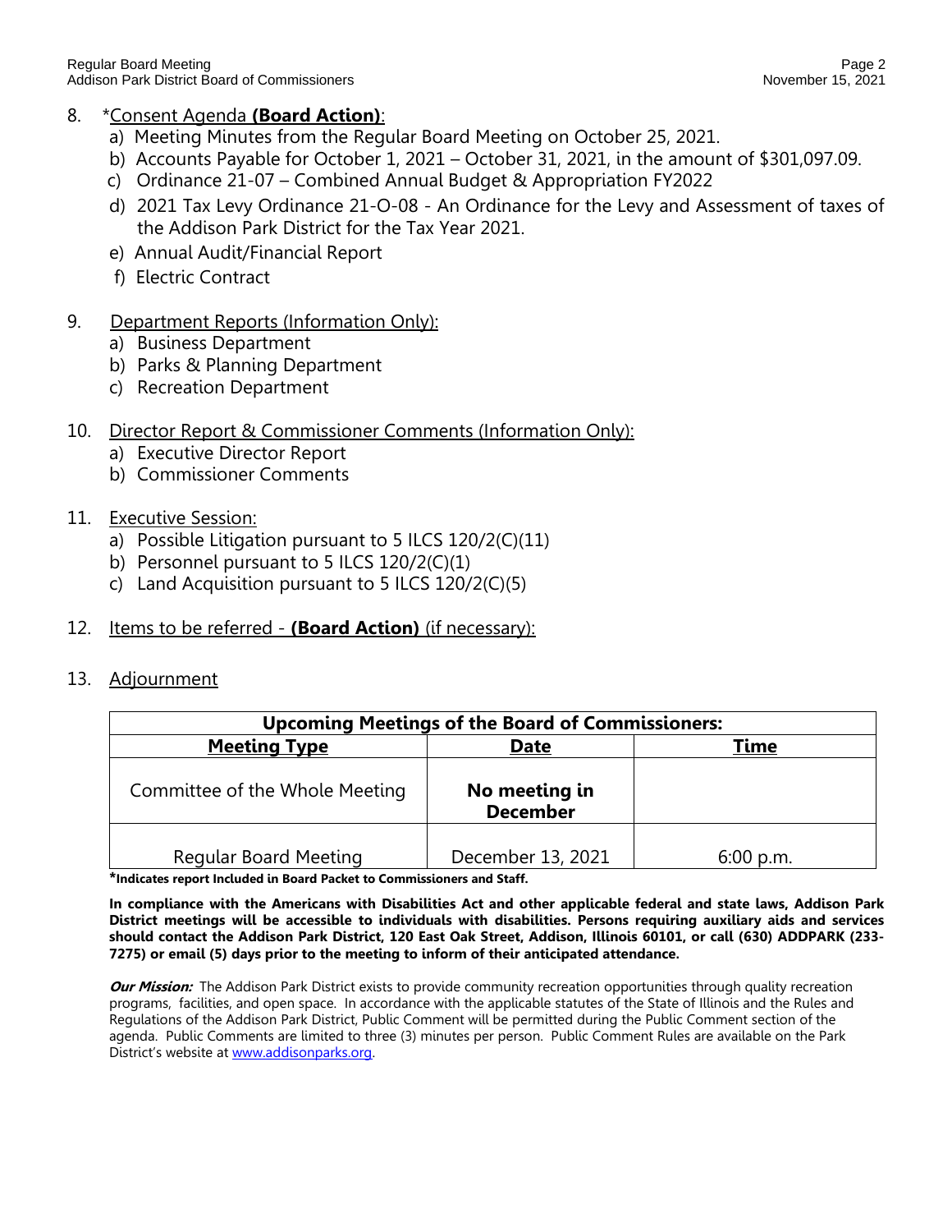8. *Consent Agenda **(Board Action)**:
   a) Meeting Minutes from the Regular Board Meeting on October 25, 2021.
   b) Accounts Payable for October 1, 2021 – October 31, 2021, in the amount of $301,097.09.
   c) Ordinance 21-07 – Combined Annual Budget & Appropriation FY2022
   d) 2021 Tax Levy Ordinance 21-O-08 - An Ordinance for the Levy and Assessment of taxes of the Addison Park District for the Tax Year 2021.
   e) Annual Audit/Financial Report
   f) Electric Contract

9. Department Reports (Information Only):
   a) Business Department
   b) Parks & Planning Department
   c) Recreation Department

10. Director Report & Commissioner Comments (Information Only):
    a) Executive Director Report
    b) Commissioner Comments

11. Executive Session:
    a) Possible Litigation pursuant to 5 ILCS 120/2(C)(11)
    b) Personnel pursuant to 5 ILCS 120/2(C)(1)
    c) Land Acquisition pursuant to 5 ILCS 120/2(C)(5)

12. Items to be referred - **(Board Action)** (if necessary):

13. Adjournment

| **Upcoming Meetings of the Board of Commissioners:** | | |
|---|---|---|
| **Meeting Type** | **Date** | **Time** |
| Committee of the Whole Meeting | **No meeting in December** | |
| Regular Board Meeting | December 13, 2021 | 6:00 p.m. |

***Indicates report Included in Board Packet to Commissioners and Staff.**

**In compliance with the Americans with Disabilities Act and other applicable federal and state laws, Addison Park District meetings will be accessible to individuals with disabilities. Persons requiring auxiliary aids and services should contact the Addison Park District, 120 East Oak Street, Addison, Illinois 60101, or call (630) ADDPARK (233-7275) or email (5) days prior to the meeting to inform of their anticipated attendance.**

***Our Mission:*** The Addison Park District exists to provide community recreation opportunities through quality recreation programs, facilities, and open space. In accordance with the applicable statutes of the State of Illinois and the Rules and Regulations of the Addison Park District, Public Comment will be permitted during the Public Comment section of the agenda. Public Comments are limited to three (3) minutes per person. Public Comment Rules are available on the Park District's website at www.addisonparks.org.